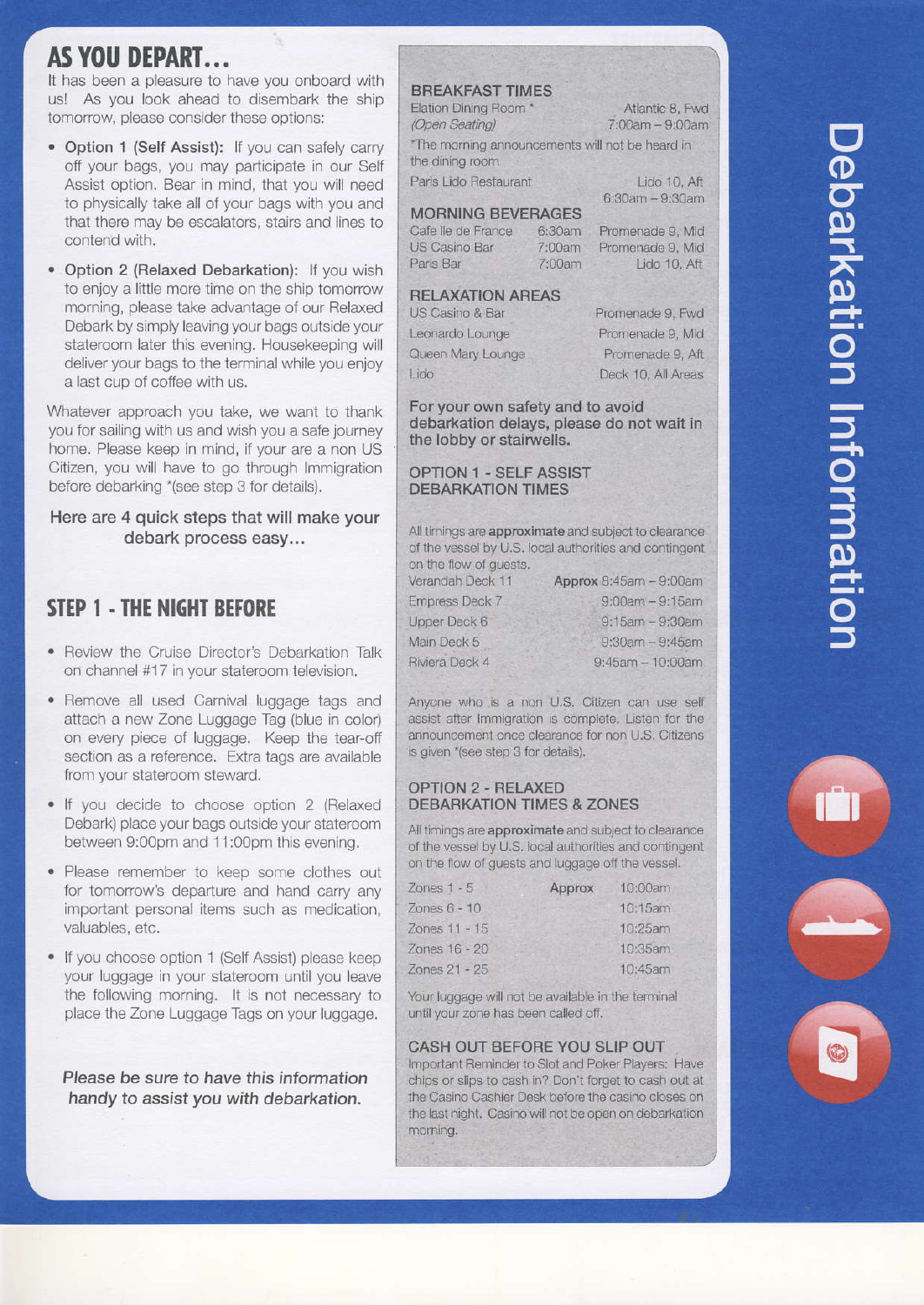# Debarkation Information

## AS YOU DEPART...

It has been a pleasure to have you onboard with us! As you look ahead to disembark the ship tomorrow, please consider these options:

- **Option 1 (Self Assist):** If you can safely carry off your bags, you may participate in our Self Assist option. Bear in mind, that you will need to physically take all of your bags with you and that there may be escalators, stairs and lines to contend with.
- **Option 2 (Relaxed Debarkation):** If you wish to enjoy a little more time on the ship tomorrow morning, please take advantage of our Relaxed Debark by simply leaving your bags outside your stateroom later this evening. Housekeeping will deliver your bags to the terminal while you enjoy a last cup of coffee with us.

Whatever approach you take, we want to thank you for sailing with us and wish you a safe journey home. Please keep in mind, if your are a non US Citizen, you will have to go through Immigration before debarking *(see step 3 for details).

**Here are 4 quick steps that will make your debark process easy...**

## STEP 1 - THE NIGHT BEFORE

- Review the Cruise Director's Debarkation Talk on channel #17 in your stateroom television.
- Remove all used Carnival luggage tags and attach a new Zone Luggage Tag (blue in color) on every piece of luggage. Keep the tear-off section as a reference. Extra tags are available from your stateroom steward.
- If you decide to choose option 2 (Relaxed Debark) place your bags outside your stateroom between 9:00pm and 11:00pm this evening.
- Please remember to keep some clothes out for tomorrow's departure and hand carry any important personal items such as medication, valuables, etc.
- If you choose option 1 (Self Assist) please keep your luggage in your stateroom until you leave the following morning. It is not necessary to place the Zone Luggage Tags on your luggage.

***Please be sure to have this information handy to assist you with debarkation.***

### BREAKFAST TIMES

| | | |
|---|---|---|
| Elation Dining Room * *(Open Seating)* | Atlantic 8, Fwd | 7:00am – 9:00am |
| Paris Lido Restaurant | Lido 10, Aft | 6:30am – 9:30am |

*The morning announcements will not be heard in the dining room

### MORNING BEVERAGES

| | | |
|---|---|---|
| Cafe Ile de France | 6:30am | Promenade 9, Mid |
| US Casino Bar | 7:00am | Promenade 9, Mid |
| Paris Bar | 7:00am | Lido 10, Aft |

### RELAXATION AREAS

| | |
|---|---|
| US Casino & Bar | Promenade 9, Fwd |
| Leonardo Lounge | Promenade 9, Mid |
| Queen Mary Lounge | Promenade 9, Aft |
| Lido | Deck 10, All Areas |

**For your own safety and to avoid debarkation delays, please do not wait in the lobby or stairwells.**

### OPTION 1 - SELF ASSIST DEBARKATION TIMES

All timings are **approximate** and subject to clearance of the vessel by U.S. local authorities and contingent on the flow of guests.

| | |
|---|---|
| Verandah Deck 11 | **Approx** 8:45am – 9:00am |
| Empress Deck 7 | 9:00am – 9:15am |
| Upper Deck 6 | 9:15am – 9:30am |
| Main Deck 5 | 9:30am – 9:45am |
| Riviera Deck 4 | 9:45am – 10:00am |

Anyone who is a non U.S. Citizen can use self assist after Immigration is complete. Listen for the announcement once clearance for non U.S. Citizens is given *(see step 3 for details).

### OPTION 2 - RELAXED DEBARKATION TIMES & ZONES

All timings are **approximate** and subject to clearance of the vessel by U.S. local authorities and contingent on the flow of guests and luggage off the vessel.

| | |
|---|---|
| Zones 1 - 5 | Approx 10:00am |
| Zones 6 - 10 | 10:15am |
| Zones 11 - 15 | 10:25am |
| Zones 16 - 20 | 10:35am |
| Zones 21 - 25 | 10:45am |

Your luggage will not be available in the terminal until your zone has been called off.

### CASH OUT BEFORE YOU SLIP OUT

Important Reminder to Slot and Poker Players: Have chips or slips to cash in? Don't forget to cash out at the Casino Cashier Desk before the casino closes on the last night. Casino will not be open on debarkation morning.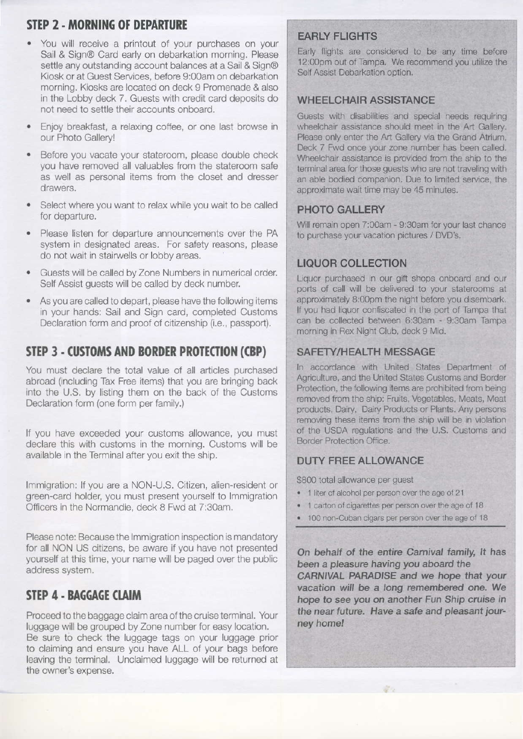## STEP 2 - MORNING OF DEPARTURE

- You will receive a printout of your purchases on your Sail & Sign® Card early on debarkation morning. Please settle any outstanding account balances at a Sail & Sign® Kiosk or at Guest Services, before 9:00am on debarkation morning. Kiosks are located on deck 9 Promenade & also in the Lobby deck 7. Guests with credit card deposits do not need to settle their accounts onboard.
- Enjoy breakfast, a relaxing coffee, or one last browse in our Photo Gallery!
- Before you vacate your stateroom, please double check you have removed all valuables from the stateroom safe as well as personal items from the closet and dresser drawers.
- Select where you want to relax while you wait to be called for departure.
- Please listen for departure announcements over the PA system in designated areas. For safety reasons, please do not wait in stairwells or lobby areas.
- Guests will be called by Zone Numbers in numerical order. Self Assist guests will be called by deck number.
- As you are called to depart, please have the following items in your hands: Sail and Sign card, completed Customs Declaration form and proof of citizenship (i.e., passport).

## STEP 3 - CUSTOMS AND BORDER PROTECTION (CBP)

You must declare the total value of all articles purchased abroad (including Tax Free items) that you are bringing back into the U.S. by listing them on the back of the Customs Declaration form (one form per family.)

If you have exceeded your customs allowance, you must declare this with customs in the morning. Customs will be available in the Terminal after you exit the ship.

Immigration: If you are a NON-U.S. Citizen, alien-resident or green-card holder, you must present yourself to Immigration Officers in the Normandie, deck 8 Fwd at 7:30am.

Please note: Because the Immigration inspection is mandatory for all NON US citizens, be aware if you have not presented yourself at this time, your name will be paged over the public address system.

## STEP 4 - BAGGAGE CLAIM

Proceed to the baggage claim area of the cruise terminal. Your luggage will be grouped by Zone number for easy location. Be sure to check the luggage tags on your luggage prior to claiming and ensure you have ALL of your bags before leaving the terminal. Unclaimed luggage will be returned at the owner's expense.

### EARLY FLIGHTS

Early flights are considered to be any time before 12:00pm out of Tampa. We recommend you utilize the Self Assist Debarkation option.

### WHEELCHAIR ASSISTANCE

Guests with disabilities and special needs requiring wheelchair assistance should meet in the Art Gallery. Please only enter the Art Gallery via the Grand Atrium, Deck 7 Fwd once your zone number has been called. Wheelchair assistance is provided from the ship to the terminal area for those guests who are not traveling with an able bodied companion. Due to limited service, the approximate wait time may be 45 minutes.

### PHOTO GALLERY

Will remain open 7:00am - 9:30am for your last chance to purchase your vacation pictures / DVD's.

### LIQUOR COLLECTION

Liquor purchased in our gift shops onboard and our ports of call will be delivered to your staterooms at approximately 8:00pm the night before you disembark. If you had liquor confiscated in the port of Tampa that can be collected between 6:30am - 9:30am Tampa morning in Rex Night Club, deck 9 Mid.

### SAFETY/HEALTH MESSAGE

In accordance with United States Department of Agriculture, and the United States Customs and Border Protection, the following items are prohibited from being removed from the ship: Fruits, Vegetables, Meats, Meat products, Dairy, Dairy Products or Plants. Any persons removing these items from the ship will be in violation of the USDA regulations and the U.S. Customs and Border Protection Office.

### DUTY FREE ALLOWANCE

$800 total allowance per guest

- 1 liter of alcohol per person over the age of 21
- 1 carton of cigarettes per person over the age of 18
- 100 non-Cuban cigars per person over the age of 18

***On behalf of the entire Carnival family, it has been a pleasure having you aboard the CARNIVAL PARADISE and we hope that your vacation will be a long remembered one. We hope to see you on another Fun Ship cruise in the near future. Have a safe and pleasant journey home!***